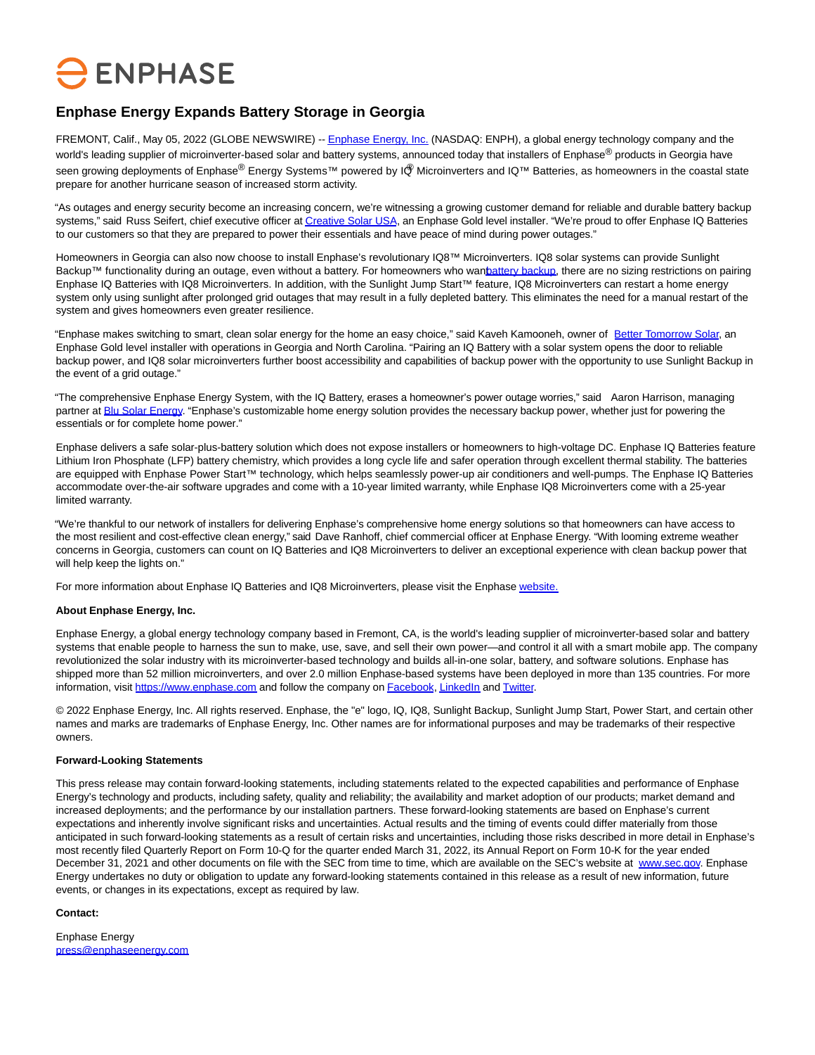ENPHASE

# Enphase Energy Expands Battery Storage in Georgia

FREMONT, Calif., May 05, 2022 (GLOBE NEWSWIRE) -- Enphase Energy, Inc. (NASDAQ: ENPH), a global energy technology company and the world's leading supplier of microinverter-based solar and battery systems, announced today that installers of Enphase® products in Georgia have seen growing deployments of Enphase® Energy Systems™ powered by IQ® Microinverters and IQ™ Batteries, as homeowners in the coastal state prepare for another hurricane season of increased storm activity.

"As outages and energy security become an increasing concern, we're witnessing a growing customer demand for reliable and durable battery backup systems," said Russ Seifert, chief executive officer at Creative Solar USA, an Enphase Gold level installer. "We're proud to offer Enphase IQ Batteries to our customers so that they are prepared to power their essentials and have peace of mind during power outages."

Homeowners in Georgia can also now choose to install Enphase's revolutionary IQ8™ Microinverters. IQ8 solar systems can provide Sunlight Backup™ functionality during an outage, even without a battery. For homeowners who want battery backup, there are no sizing restrictions on pairing Enphase IQ Batteries with IQ8 Microinverters. In addition, with the Sunlight Jump Start™ feature, IQ8 Microinverters can restart a home energy system only using sunlight after prolonged grid outages that may result in a fully depleted battery. This eliminates the need for a manual restart of the system and gives homeowners even greater resilience.

"Enphase makes switching to smart, clean solar energy for the home an easy choice," said Kaveh Kamooneh, owner of Better Tomorrow Solar, an Enphase Gold level installer with operations in Georgia and North Carolina. "Pairing an IQ Battery with a solar system opens the door to reliable backup power, and IQ8 solar microinverters further boost accessibility and capabilities of backup power with the opportunity to use Sunlight Backup in the event of a grid outage."

"The comprehensive Enphase Energy System, with the IQ Battery, erases a homeowner's power outage worries," said Aaron Harrison, managing partner at Blu Solar Energy. "Enphase's customizable home energy solution provides the necessary backup power, whether just for powering the essentials or for complete home power."

Enphase delivers a safe solar-plus-battery solution which does not expose installers or homeowners to high-voltage DC. Enphase IQ Batteries feature Lithium Iron Phosphate (LFP) battery chemistry, which provides a long cycle life and safer operation through excellent thermal stability. The batteries are equipped with Enphase Power Start™ technology, which helps seamlessly power-up air conditioners and well-pumps. The Enphase IQ Batteries accommodate over-the-air software upgrades and come with a 10-year limited warranty, while Enphase IQ8 Microinverters come with a 25-year limited warranty.

"We're thankful to our network of installers for delivering Enphase's comprehensive home energy solutions so that homeowners can have access to the most resilient and cost-effective clean energy," said Dave Ranhoff, chief commercial officer at Enphase Energy. "With looming extreme weather concerns in Georgia, customers can count on IQ Batteries and IQ8 Microinverters to deliver an exceptional experience with clean backup power that will help keep the lights on."

For more information about Enphase IQ Batteries and IQ8 Microinverters, please visit the Enphase website.

**About Enphase Energy, Inc.**

Enphase Energy, a global energy technology company based in Fremont, CA, is the world's leading supplier of microinverter-based solar and battery systems that enable people to harness the sun to make, use, save, and sell their own power—and control it all with a smart mobile app. The company revolutionized the solar industry with its microinverter-based technology and builds all-in-one solar, battery, and software solutions. Enphase has shipped more than 52 million microinverters, and over 2.0 million Enphase-based systems have been deployed in more than 135 countries. For more information, visit https://www.enphase.com and follow the company on Facebook, LinkedIn and Twitter.

© 2022 Enphase Energy, Inc. All rights reserved. Enphase, the "e" logo, IQ, IQ8, Sunlight Backup, Sunlight Jump Start, Power Start, and certain other names and marks are trademarks of Enphase Energy, Inc. Other names are for informational purposes and may be trademarks of their respective owners.

**Forward-Looking Statements**

This press release may contain forward-looking statements, including statements related to the expected capabilities and performance of Enphase Energy's technology and products, including safety, quality and reliability; the availability and market adoption of our products; market demand and increased deployments; and the performance by our installation partners. These forward-looking statements are based on Enphase's current expectations and inherently involve significant risks and uncertainties. Actual results and the timing of events could differ materially from those anticipated in such forward-looking statements as a result of certain risks and uncertainties, including those risks described in more detail in Enphase's most recently filed Quarterly Report on Form 10-Q for the quarter ended March 31, 2022, its Annual Report on Form 10-K for the year ended December 31, 2021 and other documents on file with the SEC from time to time, which are available on the SEC's website at www.sec.gov. Enphase Energy undertakes no duty or obligation to update any forward-looking statements contained in this release as a result of new information, future events, or changes in its expectations, except as required by law.

**Contact:**

Enphase Energy
press@enphaseenergy.com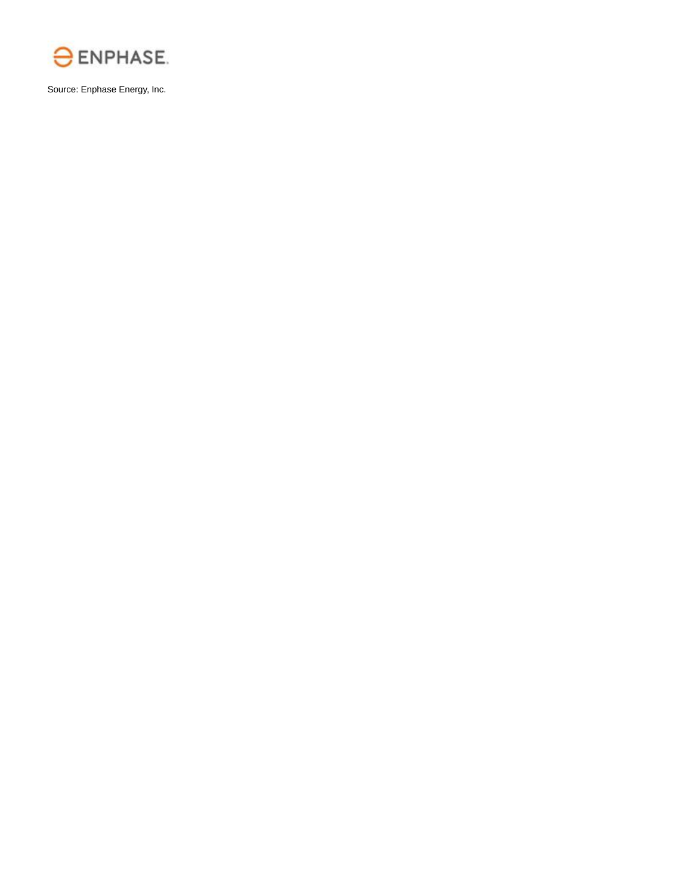ENPHASE.

Source: Enphase Energy, Inc.